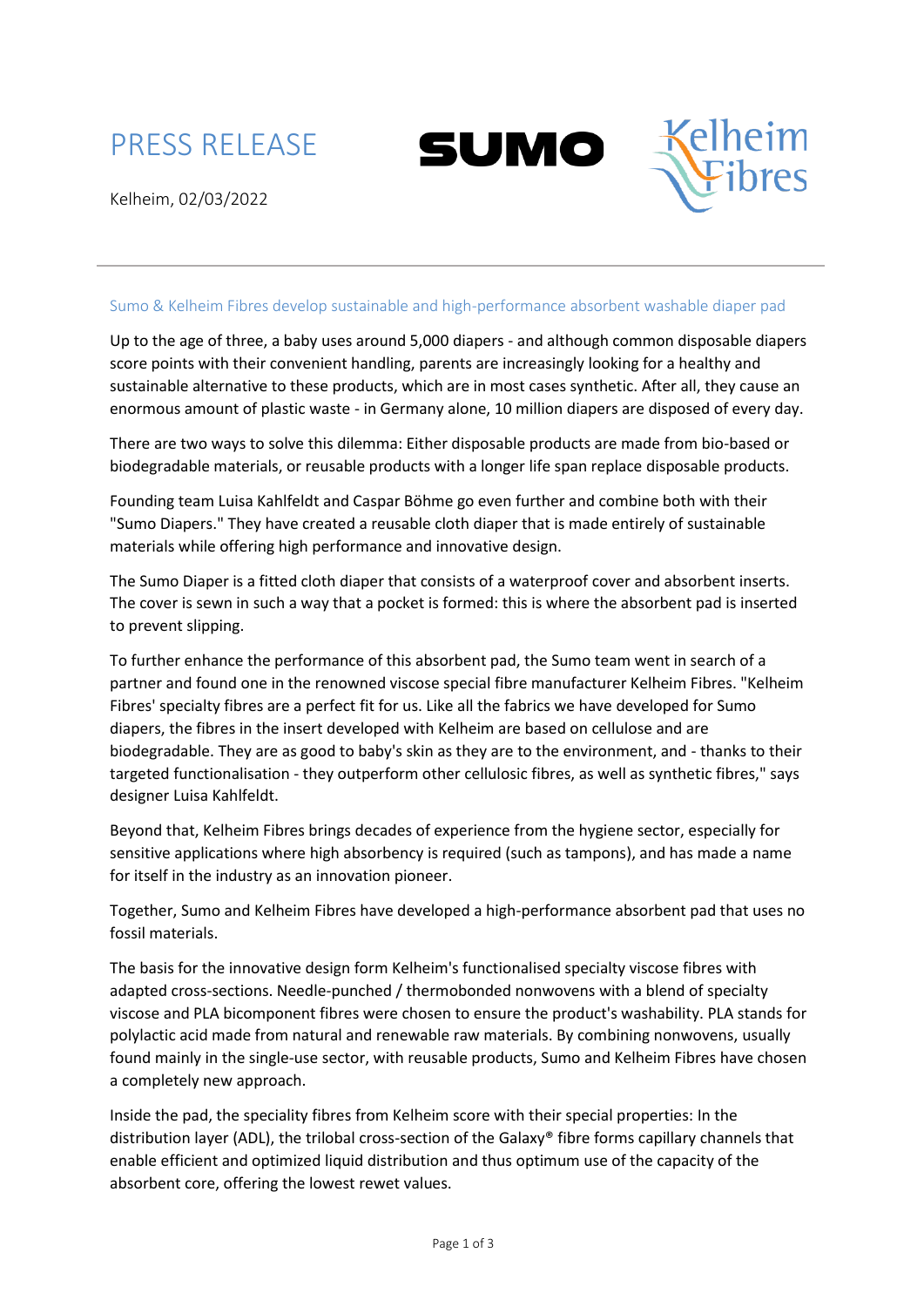# PRESS RELEASE

Kelheim, 02/03/2022

## Sumo & Kelheim Fibres develop sustainable and high-performance absorbent washable diaper pad

Up to the age of three, a baby uses around 5,000 diapers - and although common disposable diapers score points with their convenient handling, parents are increasingly looking for a healthy and sustainable alternative to these products, which are in most cases synthetic. After all, they cause an enormous amount of plastic waste - in Germany alone, 10 million diapers are disposed of every day.

There are two ways to solve this dilemma: Either disposable products are made from bio-based or biodegradable materials, or reusable products with a longer life span replace disposable products.

Founding team Luisa Kahlfeldt and Caspar Böhme go even further and combine both with their "Sumo Diapers." They have created a reusable cloth diaper that is made entirely of sustainable materials while offering high performance and innovative design.

The Sumo Diaper is a fitted cloth diaper that consists of a waterproof cover and absorbent inserts. The cover is sewn in such a way that a pocket is formed: this is where the absorbent pad is inserted to prevent slipping.

To further enhance the performance of this absorbent pad, the Sumo team went in search of a partner and found one in the renowned viscose special fibre manufacturer Kelheim Fibres. "Kelheim Fibres' specialty fibres are a perfect fit for us. Like all the fabrics we have developed for Sumo diapers, the fibres in the insert developed with Kelheim are based on cellulose and are biodegradable. They are as good to baby's skin as they are to the environment, and - thanks to their targeted functionalisation - they outperform other cellulosic fibres, as well as synthetic fibres," says designer Luisa Kahlfeldt.

Beyond that, Kelheim Fibres brings decades of experience from the hygiene sector, especially for sensitive applications where high absorbency is required (such as tampons), and has made a name for itself in the industry as an innovation pioneer.

Together, Sumo and Kelheim Fibres have developed a high-performance absorbent pad that uses no fossil materials.

The basis for the innovative design form Kelheim's functionalised specialty viscose fibres with adapted cross-sections. Needle-punched / thermobonded nonwovens with a blend of specialty viscose and PLA bicomponent fibres were chosen to ensure the product's washability. PLA stands for polylactic acid made from natural and renewable raw materials. By combining nonwovens, usually found mainly in the single-use sector, with reusable products, Sumo and Kelheim Fibres have chosen a completely new approach.

Inside the pad, the speciality fibres from Kelheim score with their special properties: In the distribution layer (ADL), the trilobal cross-section of the Galaxy® fibre forms capillary channels that enable efficient and optimized liquid distribution and thus optimum use of the capacity of the absorbent core, offering the lowest rewet values.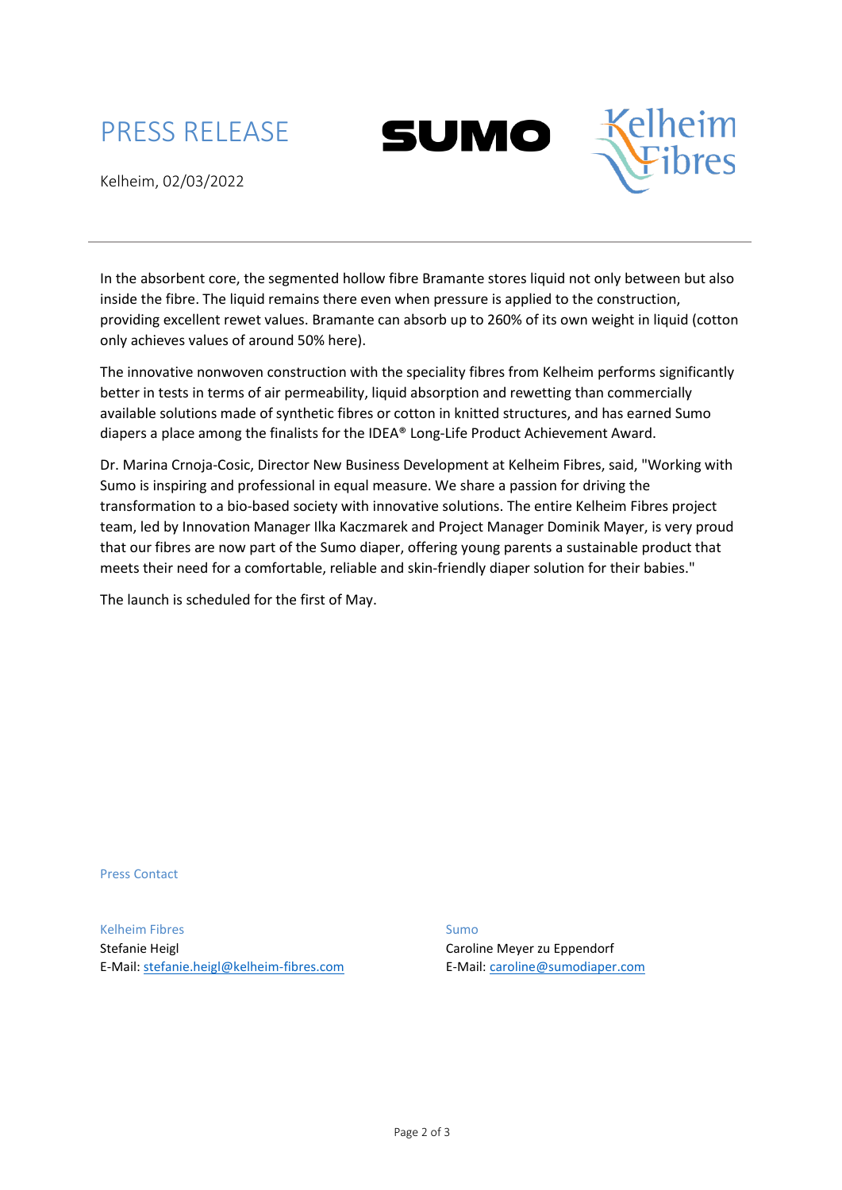# PRESS RELEASE

Kelheim, 02/03/2022

In the absorbent core, the segmented hollow fibre Bramante stores liquid not only between but also inside the fibre. The liquid remains there even when pressure is applied to the construction, providing excellent rewet values. Bramante can absorb up to 260% of its own weight in liquid (cotton only achieves values of around 50% here).

The innovative nonwoven construction with the speciality fibres from Kelheim performs significantly better in tests in terms of air permeability, liquid absorption and rewetting than commercially available solutions made of synthetic fibres or cotton in knitted structures, and has earned Sumo diapers a place among the finalists for the IDEA® Long-Life Product Achievement Award.

Dr. Marina Crnoja-Cosic, Director New Business Development at Kelheim Fibres, said, "Working with Sumo is inspiring and professional in equal measure. We share a passion for driving the transformation to a bio-based society with innovative solutions. The entire Kelheim Fibres project team, led by Innovation Manager Ilka Kaczmarek and Project Manager Dominik Mayer, is very proud that our fibres are now part of the Sumo diaper, offering young parents a sustainable product that meets their need for a comfortable, reliable and skin-friendly diaper solution for their babies."

The launch is scheduled for the first of May.

Press Contact

Kelheim Fibres
Stefanie Heigl
E-Mail: stefanie.heigl@kelheim-fibres.com

Sumo
Caroline Meyer zu Eppendorf
E-Mail: caroline@sumodiaper.com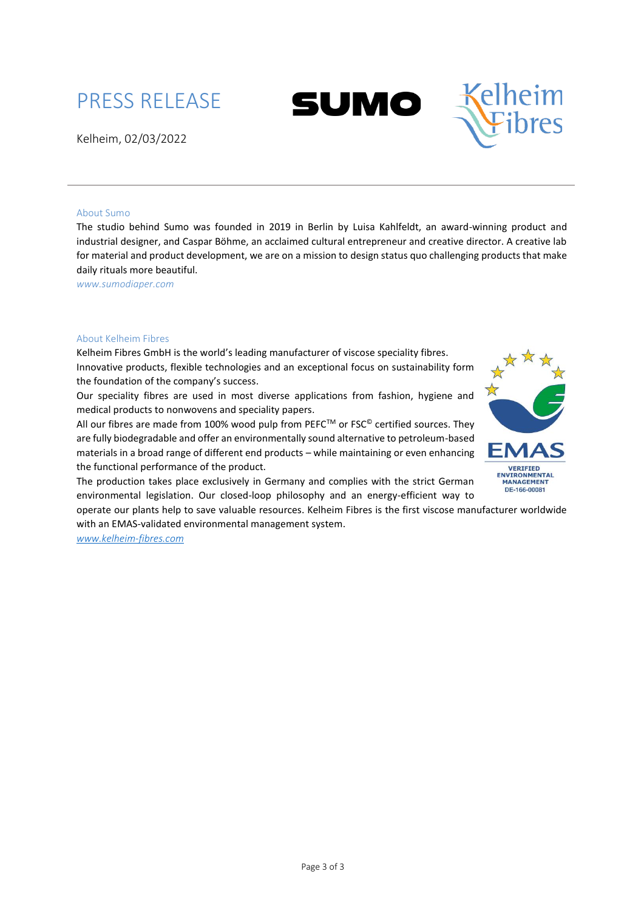# PRESS RELEASE

Kelheim, 02/03/2022

## About Sumo

The studio behind Sumo was founded in 2019 in Berlin by Luisa Kahlfeldt, an award-winning product and industrial designer, and Caspar Böhme, an acclaimed cultural entrepreneur and creative director. A creative lab for material and product development, we are on a mission to design status quo challenging products that make daily rituals more beautiful.

*www.sumodiaper.com*

## About Kelheim Fibres

Kelheim Fibres GmbH is the world's leading manufacturer of viscose speciality fibres.

Innovative products, flexible technologies and an exceptional focus on sustainability form the foundation of the company's success.

Our speciality fibres are used in most diverse applications from fashion, hygiene and medical products to nonwovens and speciality papers.

All our fibres are made from 100% wood pulp from PEFC™ or FSC© certified sources. They are fully biodegradable and offer an environmentally sound alternative to petroleum-based materials in a broad range of different end products – while maintaining or even enhancing the functional performance of the product.

The production takes place exclusively in Germany and complies with the strict German environmental legislation. Our closed-loop philosophy and an energy-efficient way to operate our plants help to save valuable resources. Kelheim Fibres is the first viscose manufacturer worldwide with an EMAS-validated environmental management system.

EMAS
VERIFIED ENVIRONMENTAL MANAGEMENT
DE-166-00081

*www.kelheim-fibres.com*